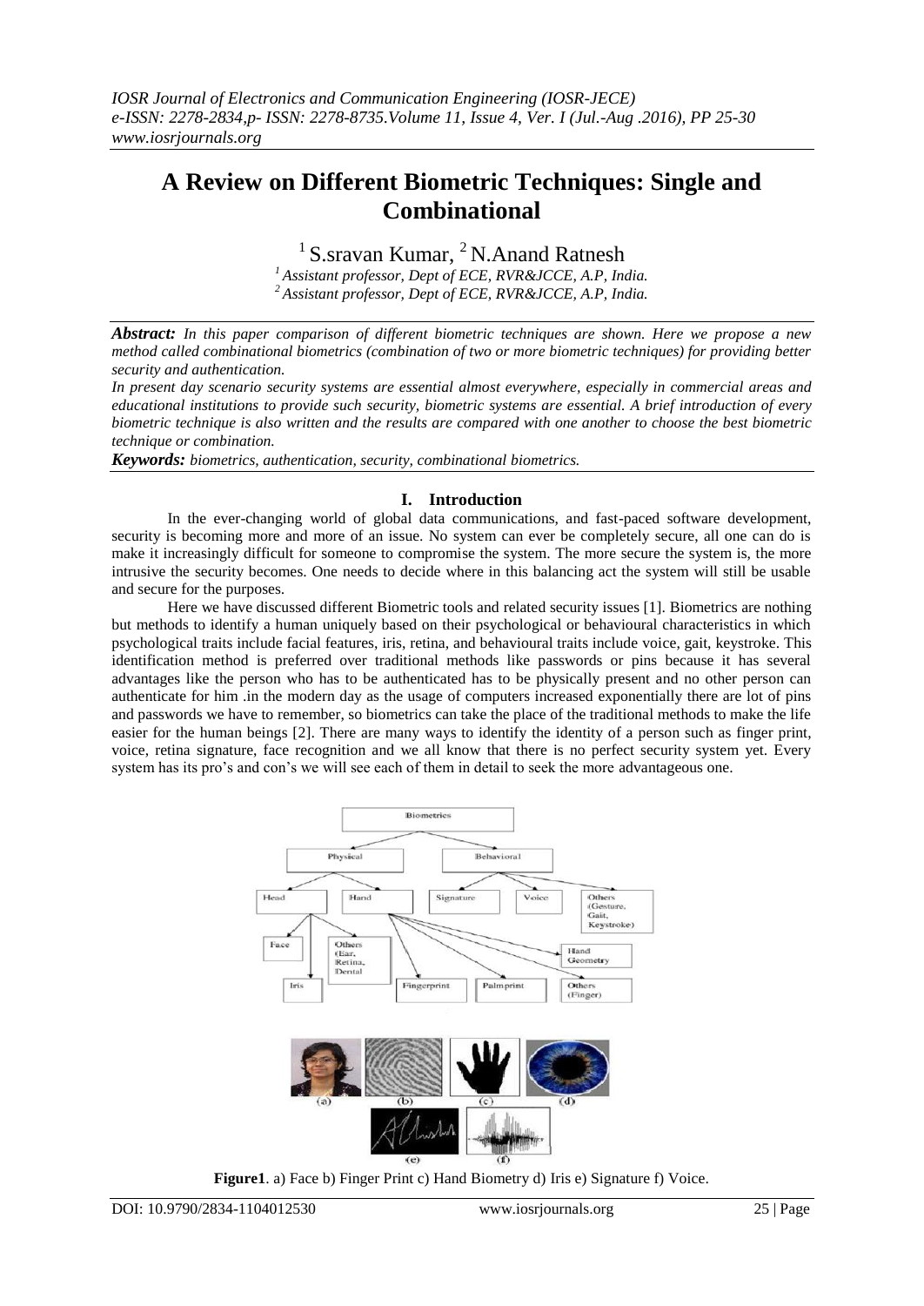# A Review on Different Biometric Techniques: Single and Combinational

[1] S.sravan Kumar, [2] N.Anand Ratnesh

[1] *Assistant professor, Dept of ECE, RVR&JCCE, A.P, India.*
[2] *Assistant professor, Dept of ECE, RVR&JCCE, A.P, India.*

***Abstract:*** *In this paper comparison of different biometric techniques are shown. Here we propose a new method called combinational biometrics (combination of two or more biometric techniques) for providing better security and authentication.*

*In present day scenario security systems are essential almost everywhere, especially in commercial areas and educational institutions to provide such security, biometric systems are essential. A brief introduction of every biometric technique is also written and the results are compared with one another to choose the best biometric technique or combination.*

***Keywords:*** *biometrics, authentication, security, combinational biometrics.*

## I. Introduction

In the ever-changing world of global data communications, and fast-paced software development, security is becoming more and more of an issue. No system can ever be completely secure, all one can do is make it increasingly difficult for someone to compromise the system. The more secure the system is, the more intrusive the security becomes. One needs to decide where in this balancing act the system will still be usable and secure for the purposes.

Here we have discussed different Biometric tools and related security issues [1]. Biometrics are nothing but methods to identify a human uniquely based on their psychological or behavioural characteristics in which psychological traits include facial features, iris, retina, and behavioural traits include voice, gait, keystroke. This identification method is preferred over traditional methods like passwords or pins because it has several advantages like the person who has to be authenticated has to be physically present and no other person can authenticate for him .in the modern day as the usage of computers increased exponentially there are lot of pins and passwords we have to remember, so biometrics can take the place of the traditional methods to make the life easier for the human beings [2]. There are many ways to identify the identity of a person such as finger print, voice, retina signature, face recognition and we all know that there is no perfect security system yet. Every system has its pro's and con's we will see each of them in detail to seek the more advantageous one.

**Figure1**. a) Face b) Finger Print c) Hand Biometry d) Iris e) Signature f) Voice.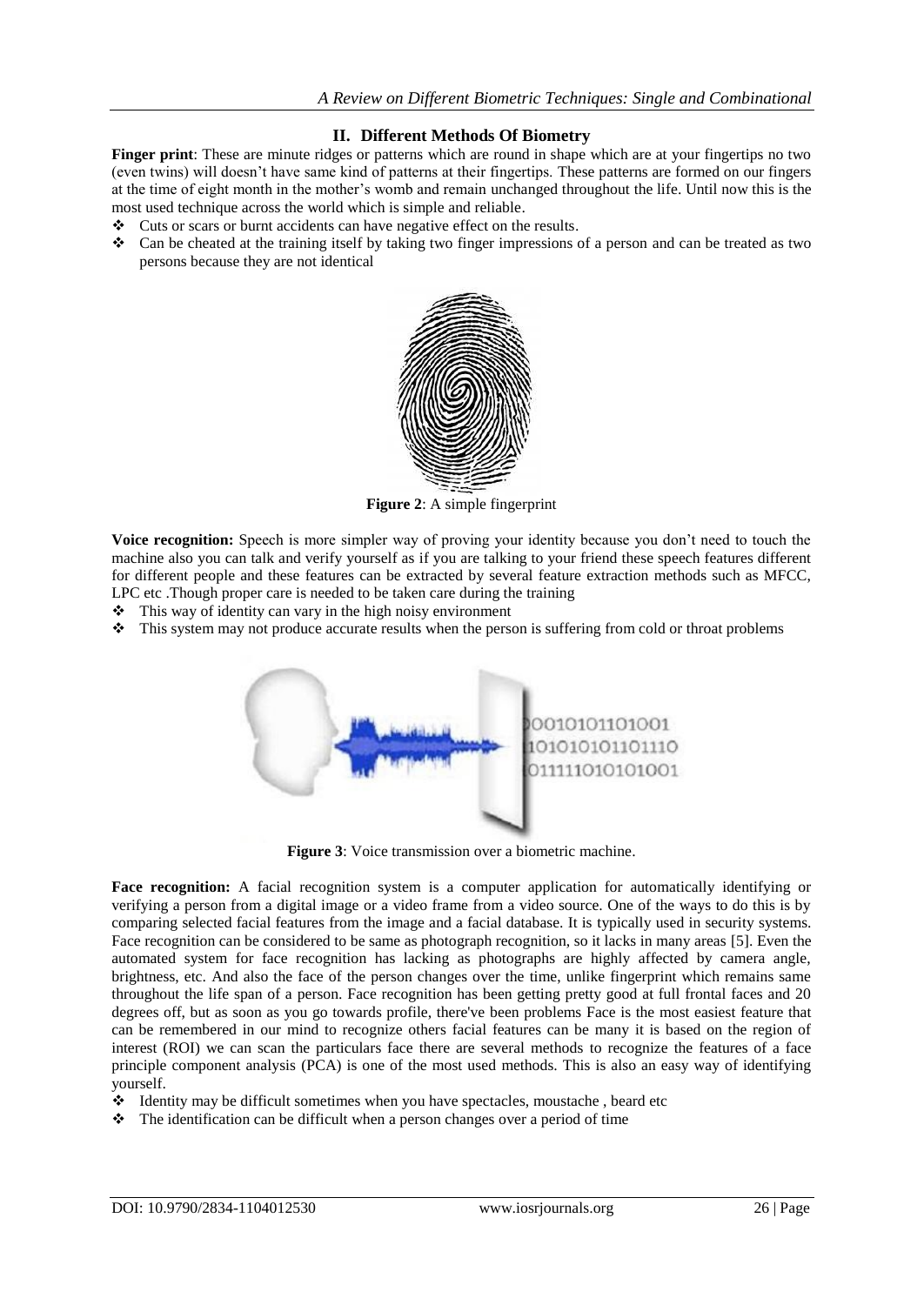## II. Different Methods Of Biometry

**Finger print**: These are minute ridges or patterns which are round in shape which are at your fingertips no two (even twins) will doesn't have same kind of patterns at their fingertips. These patterns are formed on our fingers at the time of eight month in the mother's womb and remain unchanged throughout the life. Until now this is the most used technique across the world which is simple and reliable.

- Cuts or scars or burnt accidents can have negative effect on the results.
- Can be cheated at the training itself by taking two finger impressions of a person and can be treated as two persons because they are not identical

**Figure 2**: A simple fingerprint

**Voice recognition:** Speech is more simpler way of proving your identity because you don't need to touch the machine also you can talk and verify yourself as if you are talking to your friend these speech features different for different people and these features can be extracted by several feature extraction methods such as MFCC, LPC etc .Though proper care is needed to be taken care during the training

- This way of identity can vary in the high noisy environment
- This system may not produce accurate results when the person is suffering from cold or throat problems

**Figure 3**: Voice transmission over a biometric machine.

**Face recognition:** A facial recognition system is a computer application for automatically identifying or verifying a person from a digital image or a video frame from a video source. One of the ways to do this is by comparing selected facial features from the image and a facial database. It is typically used in security systems. Face recognition can be considered to be same as photograph recognition, so it lacks in many areas [5]. Even the automated system for face recognition has lacking as photographs are highly affected by camera angle, brightness, etc. And also the face of the person changes over the time, unlike fingerprint which remains same throughout the life span of a person. Face recognition has been getting pretty good at full frontal faces and 20 degrees off, but as soon as you go towards profile, there've been problems Face is the most easiest feature that can be remembered in our mind to recognize others facial features can be many it is based on the region of interest (ROI) we can scan the particulars face there are several methods to recognize the features of a face principle component analysis (PCA) is one of the most used methods. This is also an easy way of identifying yourself.

- Identity may be difficult sometimes when you have spectacles, moustache , beard etc
- The identification can be difficult when a person changes over a period of time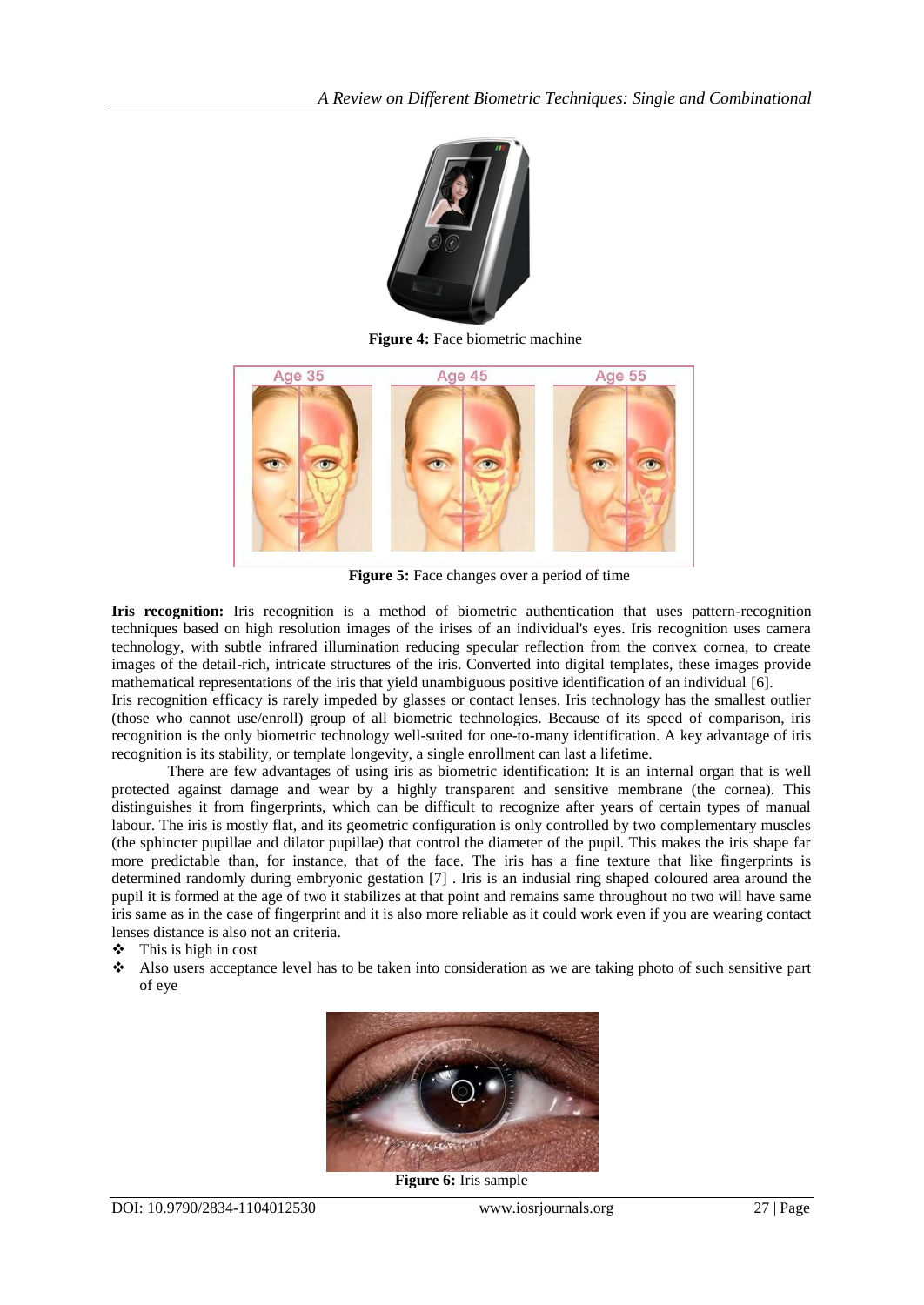Figure 4: Face biometric machine

Figure 5: Face changes over a period of time

**Iris recognition:** Iris recognition is a method of biometric authentication that uses pattern-recognition techniques based on high resolution images of the irises of an individual's eyes. Iris recognition uses camera technology, with subtle infrared illumination reducing specular reflection from the convex cornea, to create images of the detail-rich, intricate structures of the iris. Converted into digital templates, these images provide mathematical representations of the iris that yield unambiguous positive identification of an individual [6].

Iris recognition efficacy is rarely impeded by glasses or contact lenses. Iris technology has the smallest outlier (those who cannot use/enroll) group of all biometric technologies. Because of its speed of comparison, iris recognition is the only biometric technology well-suited for one-to-many identification. A key advantage of iris recognition is its stability, or template longevity, a single enrollment can last a lifetime.

There are few advantages of using iris as biometric identification: It is an internal organ that is well protected against damage and wear by a highly transparent and sensitive membrane (the cornea). This distinguishes it from fingerprints, which can be difficult to recognize after years of certain types of manual labour. The iris is mostly flat, and its geometric configuration is only controlled by two complementary muscles (the sphincter pupillae and dilator pupillae) that control the diameter of the pupil. This makes the iris shape far more predictable than, for instance, that of the face. The iris has a fine texture that like fingerprints is determined randomly during embryonic gestation [7] . Iris is an indusial ring shaped coloured area around the pupil it is formed at the age of two it stabilizes at that point and remains same throughout no two will have same iris same as in the case of fingerprint and it is also more reliable as it could work even if you are wearing contact lenses distance is also not an criteria.

- This is high in cost
- Also users acceptance level has to be taken into consideration as we are taking photo of such sensitive part of eye

Figure 6: Iris sample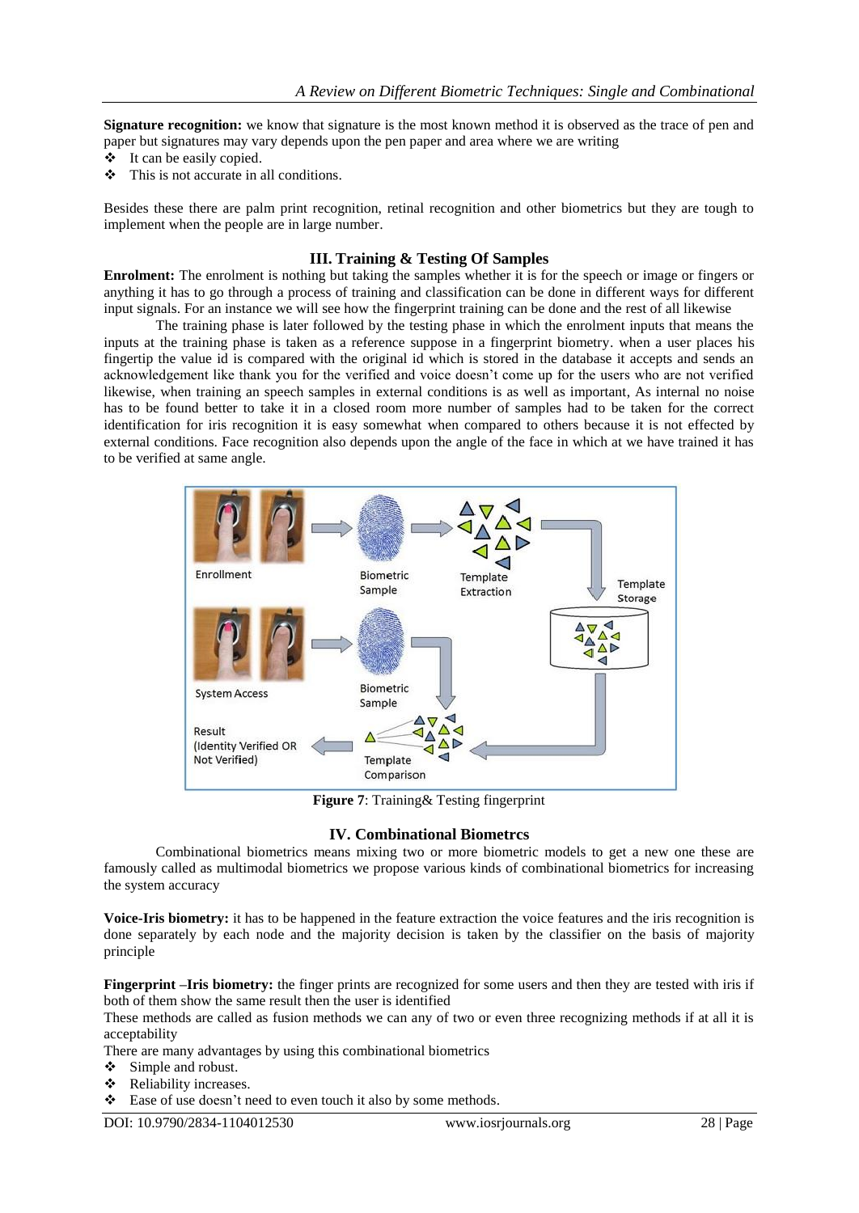**Signature recognition:** we know that signature is the most known method it is observed as the trace of pen and paper but signatures may vary depends upon the pen paper and area where we are writing

- ❖ It can be easily copied.
- ❖ This is not accurate in all conditions.

Besides these there are palm print recognition, retinal recognition and other biometrics but they are tough to implement when the people are in large number.

## III. Training & Testing Of Samples

**Enrolment:** The enrolment is nothing but taking the samples whether it is for the speech or image or fingers or anything it has to go through a process of training and classification can be done in different ways for different input signals. For an instance we will see how the fingerprint training can be done and the rest of all likewise

The training phase is later followed by the testing phase in which the enrolment inputs that means the inputs at the training phase is taken as a reference suppose in a fingerprint biometry. when a user places his fingertip the value id is compared with the original id which is stored in the database it accepts and sends an acknowledgement like thank you for the verified and voice doesn't come up for the users who are not verified likewise, when training an speech samples in external conditions is as well as important, As internal no noise has to be found better to take it in a closed room more number of samples had to be taken for the correct identification for iris recognition it is easy somewhat when compared to others because it is not effected by external conditions. Face recognition also depends upon the angle of the face in which at we have trained it has to be verified at same angle.

**Figure 7**: Training& Testing fingerprint

## IV. Combinational Biometrcs

Combinational biometrics means mixing two or more biometric models to get a new one these are famously called as multimodal biometrics we propose various kinds of combinational biometrics for increasing the system accuracy

**Voice-Iris biometry:** it has to be happened in the feature extraction the voice features and the iris recognition is done separately by each node and the majority decision is taken by the classifier on the basis of majority principle

**Fingerprint –Iris biometry:** the finger prints are recognized for some users and then they are tested with iris if both of them show the same result then the user is identified

These methods are called as fusion methods we can any of two or even three recognizing methods if at all it is acceptability

There are many advantages by using this combinational biometrics

- ❖ Simple and robust.
- ❖ Reliability increases.
- ❖ Ease of use doesn't need to even touch it also by some methods.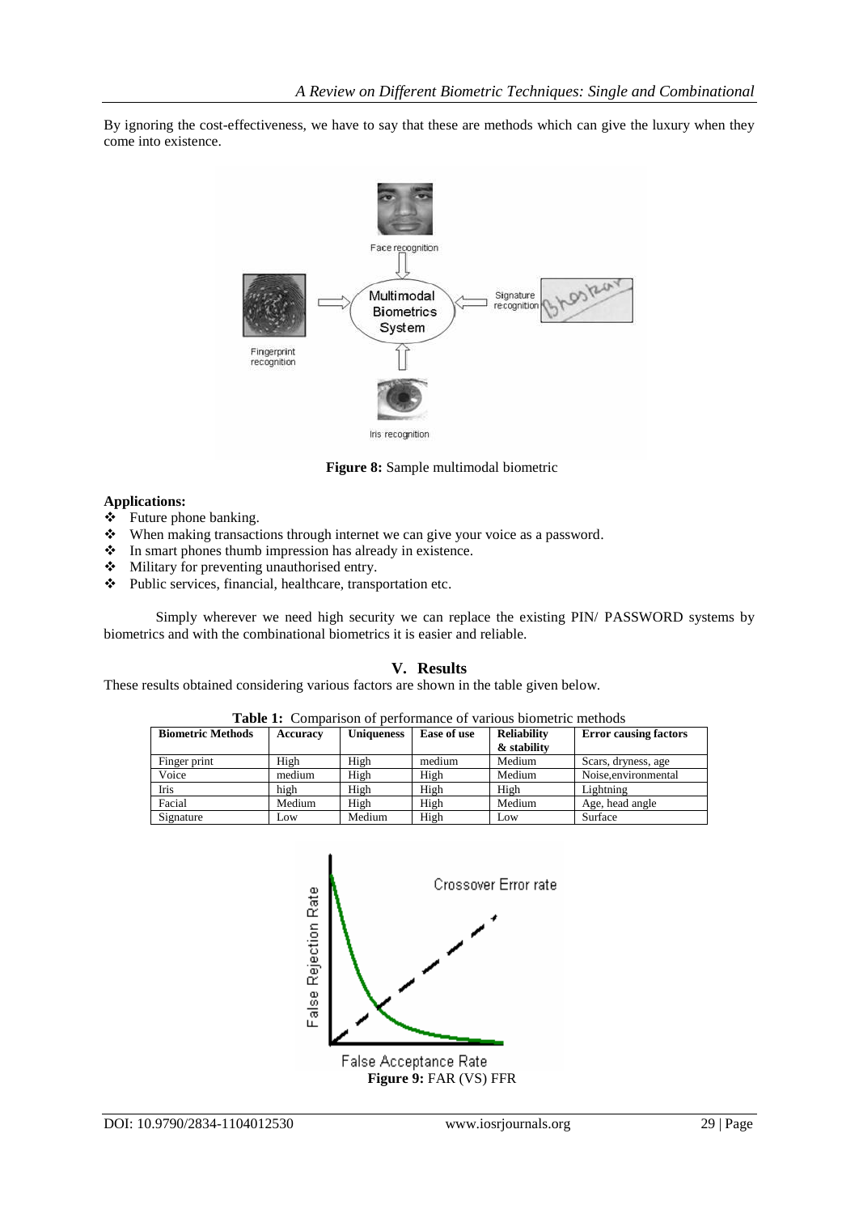By ignoring the cost-effectiveness, we have to say that these are methods which can give the luxury when they come into existence.

**Figure 8:** Sample multimodal biometric

**Applications:**

- Future phone banking.
- When making transactions through internet we can give your voice as a password.
- In smart phones thumb impression has already in existence.
- Military for preventing unauthorised entry.
- Public services, financial, healthcare, transportation etc.

Simply wherever we need high security we can replace the existing PIN/ PASSWORD systems by biometrics and with the combinational biometrics it is easier and reliable.

## V. Results

These results obtained considering various factors are shown in the table given below.

**Table 1:** Comparison of performance of various biometric methods

| Biometric Methods | Accuracy | Uniqueness | Ease of use | Reliability & stability | Error causing factors |
|---|---|---|---|---|---|
| Finger print | High | High | medium | Medium | Scars, dryness, age |
| Voice | medium | High | High | Medium | Noise,environmental |
| Iris | high | High | High | High | Lightning |
| Facial | Medium | High | High | Medium | Age, head angle |
| Signature | Low | Medium | High | Low | Surface |

**Figure 9:** FAR (VS) FFR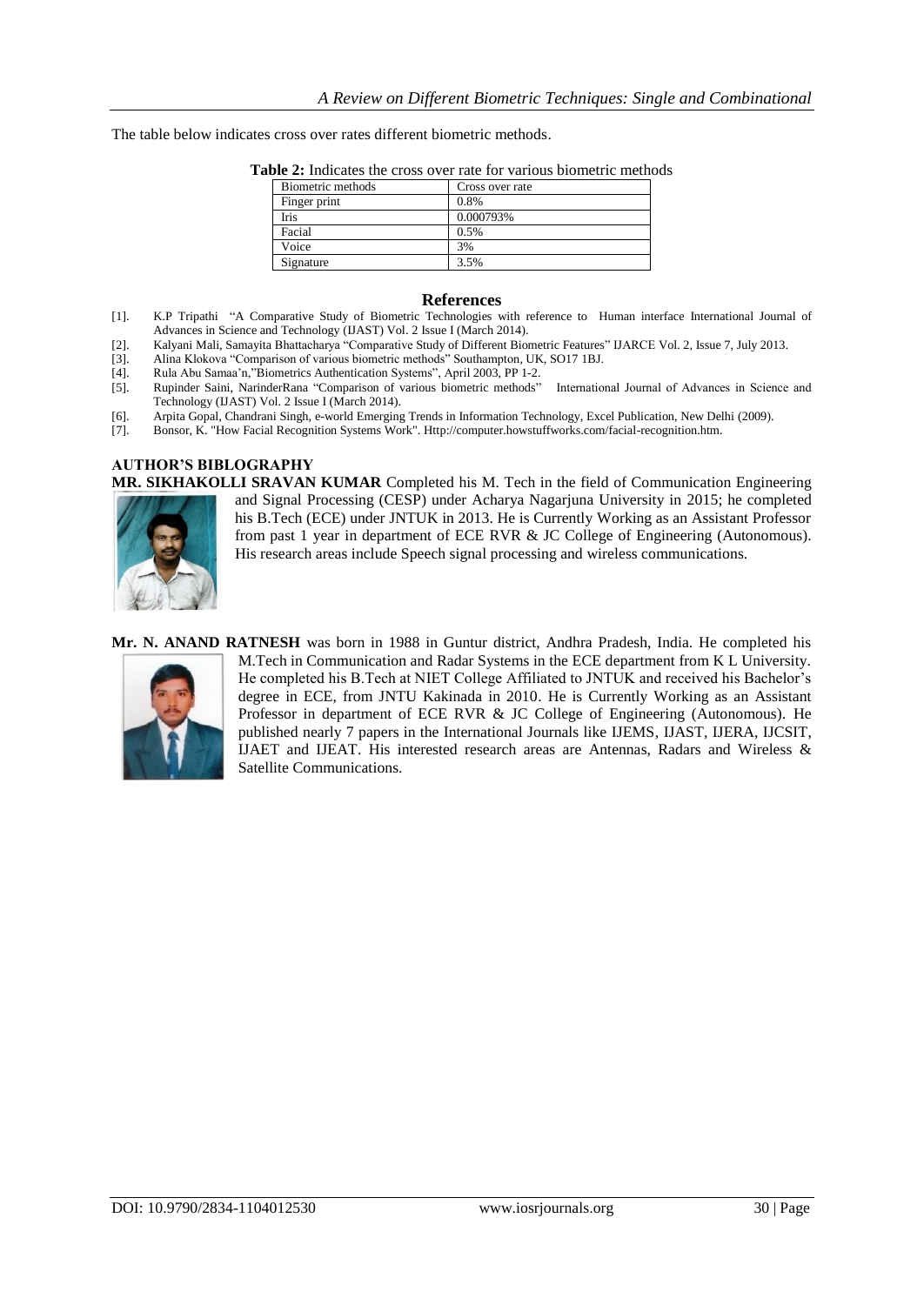The table below indicates cross over rates different biometric methods.

**Table 2:** Indicates the cross over rate for various biometric methods

| Biometric methods | Cross over rate |
|---|---|
| Finger print | 0.8% |
| Iris | 0.000793% |
| Facial | 0.5% |
| Voice | 3% |
| Signature | 3.5% |

## References

[1]. K.P Tripathi "A Comparative Study of Biometric Technologies with reference to Human interface International Journal of Advances in Science and Technology (IJAST) Vol. 2 Issue I (March 2014).

[2]. Kalyani Mali, Samayita Bhattacharya "Comparative Study of Different Biometric Features" IJARCE Vol. 2, Issue 7, July 2013.

[3]. Alina Klokova "Comparison of various biometric methods" Southampton, UK, SO17 1BJ.

[4]. Rula Abu Samaa'n,"Biometrics Authentication Systems", April 2003, PP 1-2.

[5]. Rupinder Saini, NarinderRana "Comparison of various biometric methods" International Journal of Advances in Science and Technology (IJAST) Vol. 2 Issue I (March 2014).

[6]. Arpita Gopal, Chandrani Singh, e-world Emerging Trends in Information Technology, Excel Publication, New Delhi (2009).

[7]. Bonsor, K. "How Facial Recognition Systems Work". Http://computer.howstuffworks.com/facial-recognition.htm.

## AUTHOR'S BIBLOGRAPHY

**MR. SIKHAKOLLI SRAVAN KUMAR** Completed his M. Tech in the field of Communication Engineering and Signal Processing (CESP) under Acharya Nagarjuna University in 2015; he completed his B.Tech (ECE) under JNTUK in 2013. He is Currently Working as an Assistant Professor from past 1 year in department of ECE RVR & JC College of Engineering (Autonomous). His research areas include Speech signal processing and wireless communications.

**Mr. N. ANAND RATNESH** was born in 1988 in Guntur district, Andhra Pradesh, India. He completed his M.Tech in Communication and Radar Systems in the ECE department from K L University. He completed his B.Tech at NIET College Affiliated to JNTUK and received his Bachelor's degree in ECE, from JNTU Kakinada in 2010. He is Currently Working as an Assistant Professor in department of ECE RVR & JC College of Engineering (Autonomous). He published nearly 7 papers in the International Journals like IJEMS, IJAST, IJERA, IJCSIT, IJAET and IJEAT. His interested research areas are Antennas, Radars and Wireless & Satellite Communications.